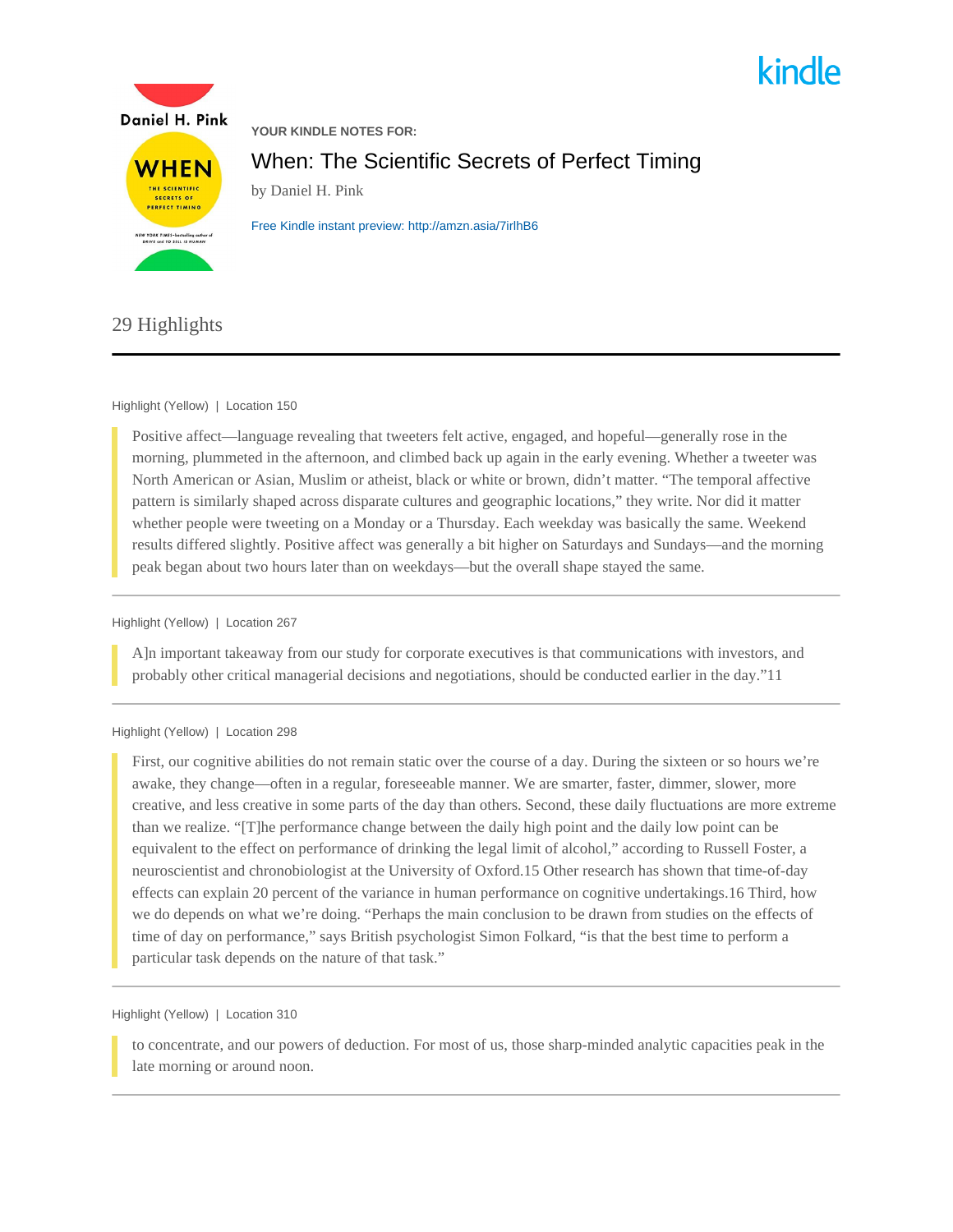kindle

YOUR KINDLE NOTES FOR:

# When: The Scientific Secrets of Perfect Timing

by Daniel H. Pink

Free Kindle instant preview: http://amzn.asia/7irlhB6

## 29 Highlights

---

Highlight (Yellow) | Location 150

> Positive affect—language revealing that tweeters felt active, engaged, and hopeful—generally rose in the morning, plummeted in the afternoon, and climbed back up again in the early evening. Whether a tweeter was North American or Asian, Muslim or atheist, black or white or brown, didn't matter. "The temporal affective pattern is similarly shaped across disparate cultures and geographic locations," they write. Nor did it matter whether people were tweeting on a Monday or a Thursday. Each weekday was basically the same. Weekend results differed slightly. Positive affect was generally a bit higher on Saturdays and Sundays—and the morning peak began about two hours later than on weekdays—but the overall shape stayed the same.

---

Highlight (Yellow) | Location 267

> A]n important takeaway from our study for corporate executives is that communications with investors, and probably other critical managerial decisions and negotiations, should be conducted earlier in the day."11

---

Highlight (Yellow) | Location 298

> First, our cognitive abilities do not remain static over the course of a day. During the sixteen or so hours we're awake, they change—often in a regular, foreseeable manner. We are smarter, faster, dimmer, slower, more creative, and less creative in some parts of the day than others. Second, these daily fluctuations are more extreme than we realize. "[T]he performance change between the daily high point and the daily low point can be equivalent to the effect on performance of drinking the legal limit of alcohol," according to Russell Foster, a neuroscientist and chronobiologist at the University of Oxford.15 Other research has shown that time-of-day effects can explain 20 percent of the variance in human performance on cognitive undertakings.16 Third, how we do depends on what we're doing. "Perhaps the main conclusion to be drawn from studies on the effects of time of day on performance," says British psychologist Simon Folkard, "is that the best time to perform a particular task depends on the nature of that task."

---

Highlight (Yellow) | Location 310

> to concentrate, and our powers of deduction. For most of us, those sharp-minded analytic capacities peak in the late morning or around noon.

---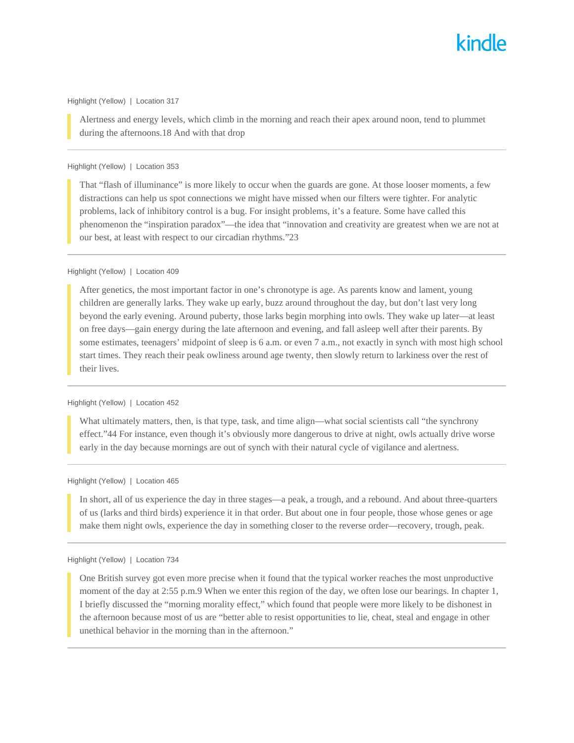Highlight (Yellow) | Location 317

> Alertness and energy levels, which climb in the morning and reach their apex around noon, tend to plummet during the afternoons.18 And with that drop

---

Highlight (Yellow) | Location 353

> That "flash of illuminance" is more likely to occur when the guards are gone. At those looser moments, a few distractions can help us spot connections we might have missed when our filters were tighter. For analytic problems, lack of inhibitory control is a bug. For insight problems, it's a feature. Some have called this phenomenon the "inspiration paradox"—the idea that "innovation and creativity are greatest when we are not at our best, at least with respect to our circadian rhythms."23

---

Highlight (Yellow) | Location 409

> After genetics, the most important factor in one's chronotype is age. As parents know and lament, young children are generally larks. They wake up early, buzz around throughout the day, but don't last very long beyond the early evening. Around puberty, those larks begin morphing into owls. They wake up later—at least on free days—gain energy during the late afternoon and evening, and fall asleep well after their parents. By some estimates, teenagers' midpoint of sleep is 6 a.m. or even 7 a.m., not exactly in synch with most high school start times. They reach their peak owliness around age twenty, then slowly return to larkiness over the rest of their lives.

---

Highlight (Yellow) | Location 452

> What ultimately matters, then, is that type, task, and time align—what social scientists call "the synchrony effect."44 For instance, even though it's obviously more dangerous to drive at night, owls actually drive worse early in the day because mornings are out of synch with their natural cycle of vigilance and alertness.

---

Highlight (Yellow) | Location 465

> In short, all of us experience the day in three stages—a peak, a trough, and a rebound. And about three-quarters of us (larks and third birds) experience it in that order. But about one in four people, those whose genes or age make them night owls, experience the day in something closer to the reverse order—recovery, trough, peak.

---

Highlight (Yellow) | Location 734

> One British survey got even more precise when it found that the typical worker reaches the most unproductive moment of the day at 2:55 p.m.9 When we enter this region of the day, we often lose our bearings. In chapter 1, I briefly discussed the "morning morality effect," which found that people were more likely to be dishonest in the afternoon because most of us are "better able to resist opportunities to lie, cheat, steal and engage in other unethical behavior in the morning than in the afternoon."

---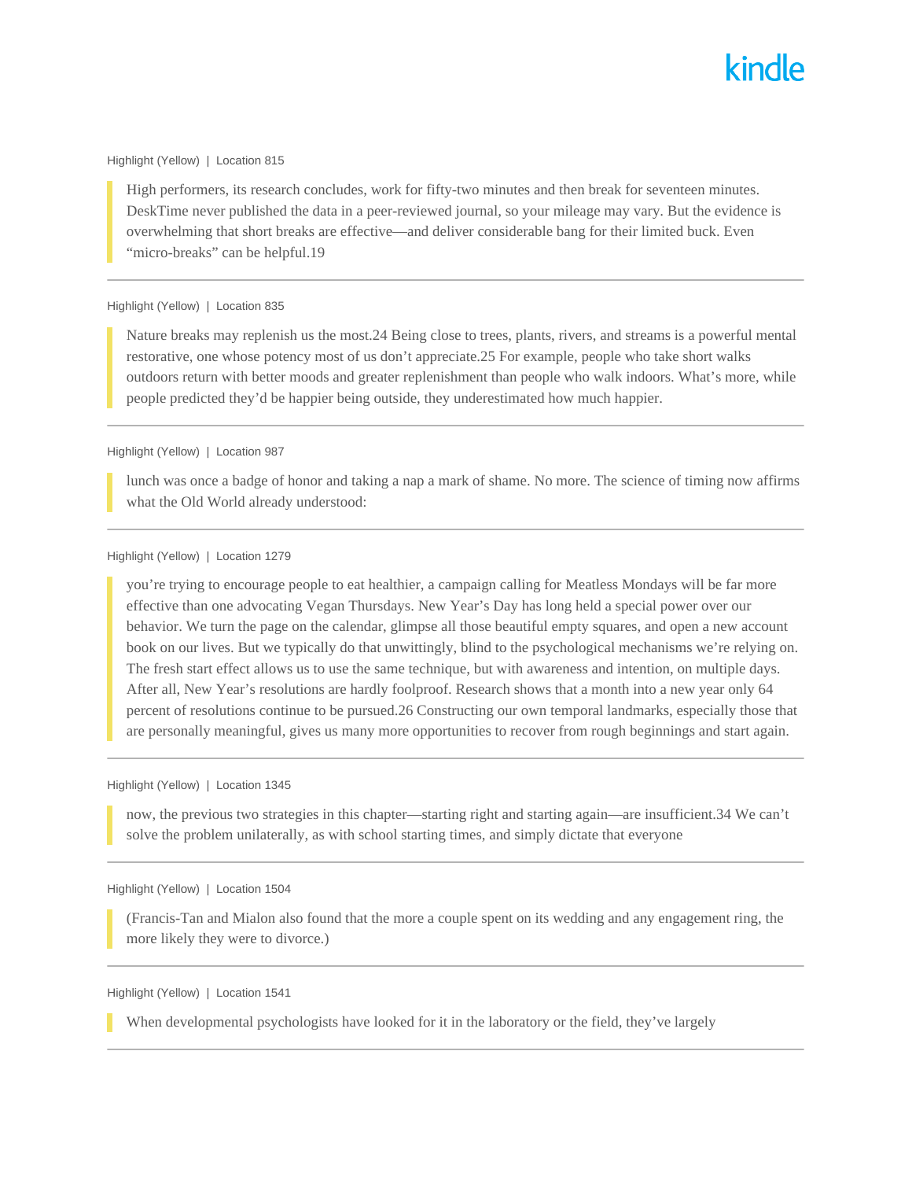Highlight (Yellow) | Location 815

> High performers, its research concludes, work for fifty-two minutes and then break for seventeen minutes. DeskTime never published the data in a peer-reviewed journal, so your mileage may vary. But the evidence is overwhelming that short breaks are effective—and deliver considerable bang for their limited buck. Even "micro-breaks" can be helpful.19

---

Highlight (Yellow) | Location 835

> Nature breaks may replenish us the most.24 Being close to trees, plants, rivers, and streams is a powerful mental restorative, one whose potency most of us don't appreciate.25 For example, people who take short walks outdoors return with better moods and greater replenishment than people who walk indoors. What's more, while people predicted they'd be happier being outside, they underestimated how much happier.

---

Highlight (Yellow) | Location 987

> lunch was once a badge of honor and taking a nap a mark of shame. No more. The science of timing now affirms what the Old World already understood:

---

Highlight (Yellow) | Location 1279

> you're trying to encourage people to eat healthier, a campaign calling for Meatless Mondays will be far more effective than one advocating Vegan Thursdays. New Year's Day has long held a special power over our behavior. We turn the page on the calendar, glimpse all those beautiful empty squares, and open a new account book on our lives. But we typically do that unwittingly, blind to the psychological mechanisms we're relying on. The fresh start effect allows us to use the same technique, but with awareness and intention, on multiple days. After all, New Year's resolutions are hardly foolproof. Research shows that a month into a new year only 64 percent of resolutions continue to be pursued.26 Constructing our own temporal landmarks, especially those that are personally meaningful, gives us many more opportunities to recover from rough beginnings and start again.

---

Highlight (Yellow) | Location 1345

> now, the previous two strategies in this chapter—starting right and starting again—are insufficient.34 We can't solve the problem unilaterally, as with school starting times, and simply dictate that everyone

---

Highlight (Yellow) | Location 1504

> (Francis-Tan and Mialon also found that the more a couple spent on its wedding and any engagement ring, the more likely they were to divorce.)

---

Highlight (Yellow) | Location 1541

> When developmental psychologists have looked for it in the laboratory or the field, they've largely

---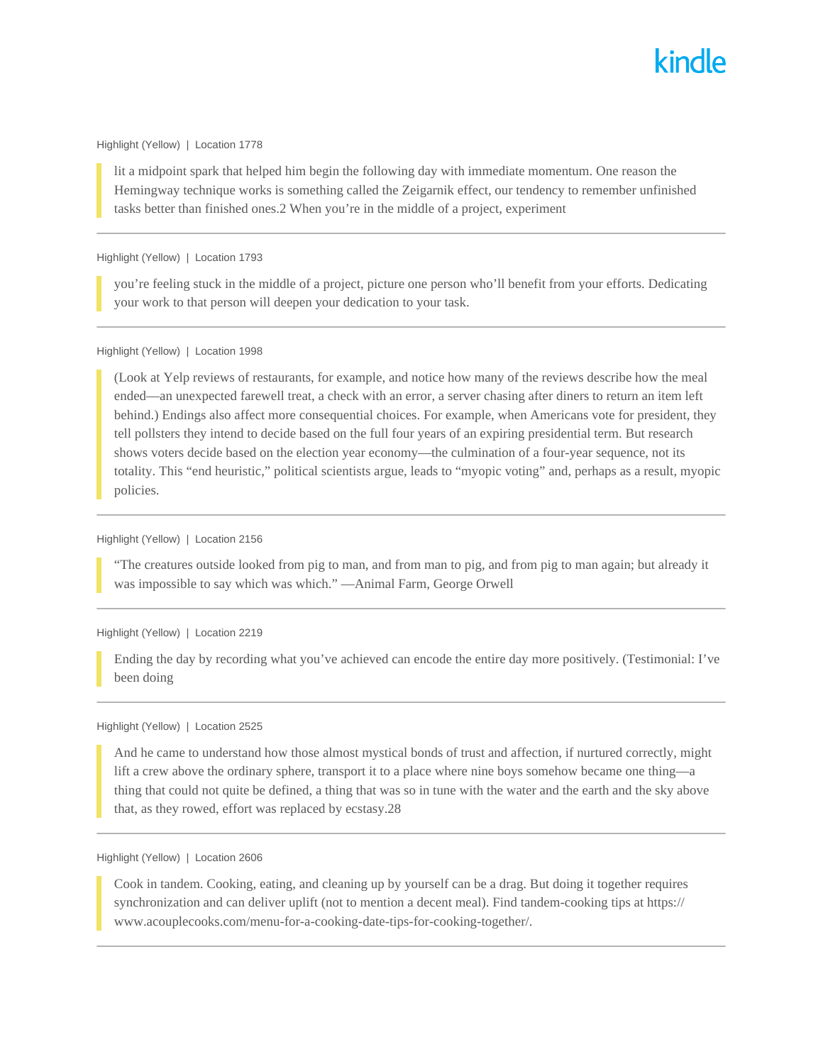Highlight (Yellow) | Location 1778

> lit a midpoint spark that helped him begin the following day with immediate momentum. One reason the Hemingway technique works is something called the Zeigarnik effect, our tendency to remember unfinished tasks better than finished ones.2 When you're in the middle of a project, experiment

---

Highlight (Yellow) | Location 1793

> you're feeling stuck in the middle of a project, picture one person who'll benefit from your efforts. Dedicating your work to that person will deepen your dedication to your task.

---

Highlight (Yellow) | Location 1998

> (Look at Yelp reviews of restaurants, for example, and notice how many of the reviews describe how the meal ended—an unexpected farewell treat, a check with an error, a server chasing after diners to return an item left behind.) Endings also affect more consequential choices. For example, when Americans vote for president, they tell pollsters they intend to decide based on the full four years of an expiring presidential term. But research shows voters decide based on the election year economy—the culmination of a four-year sequence, not its totality. This "end heuristic," political scientists argue, leads to "myopic voting" and, perhaps as a result, myopic policies.

---

Highlight (Yellow) | Location 2156

> "The creatures outside looked from pig to man, and from man to pig, and from pig to man again; but already it was impossible to say which was which." —Animal Farm, George Orwell

---

Highlight (Yellow) | Location 2219

> Ending the day by recording what you've achieved can encode the entire day more positively. (Testimonial: I've been doing

---

Highlight (Yellow) | Location 2525

> And he came to understand how those almost mystical bonds of trust and affection, if nurtured correctly, might lift a crew above the ordinary sphere, transport it to a place where nine boys somehow became one thing—a thing that could not quite be defined, a thing that was so in tune with the water and the earth and the sky above that, as they rowed, effort was replaced by ecstasy.28

---

Highlight (Yellow) | Location 2606

> Cook in tandem. Cooking, eating, and cleaning up by yourself can be a drag. But doing it together requires synchronization and can deliver uplift (not to mention a decent meal). Find tandem-cooking tips at https://www.acouplecooks.com/menu-for-a-cooking-date-tips-for-cooking-together/.

---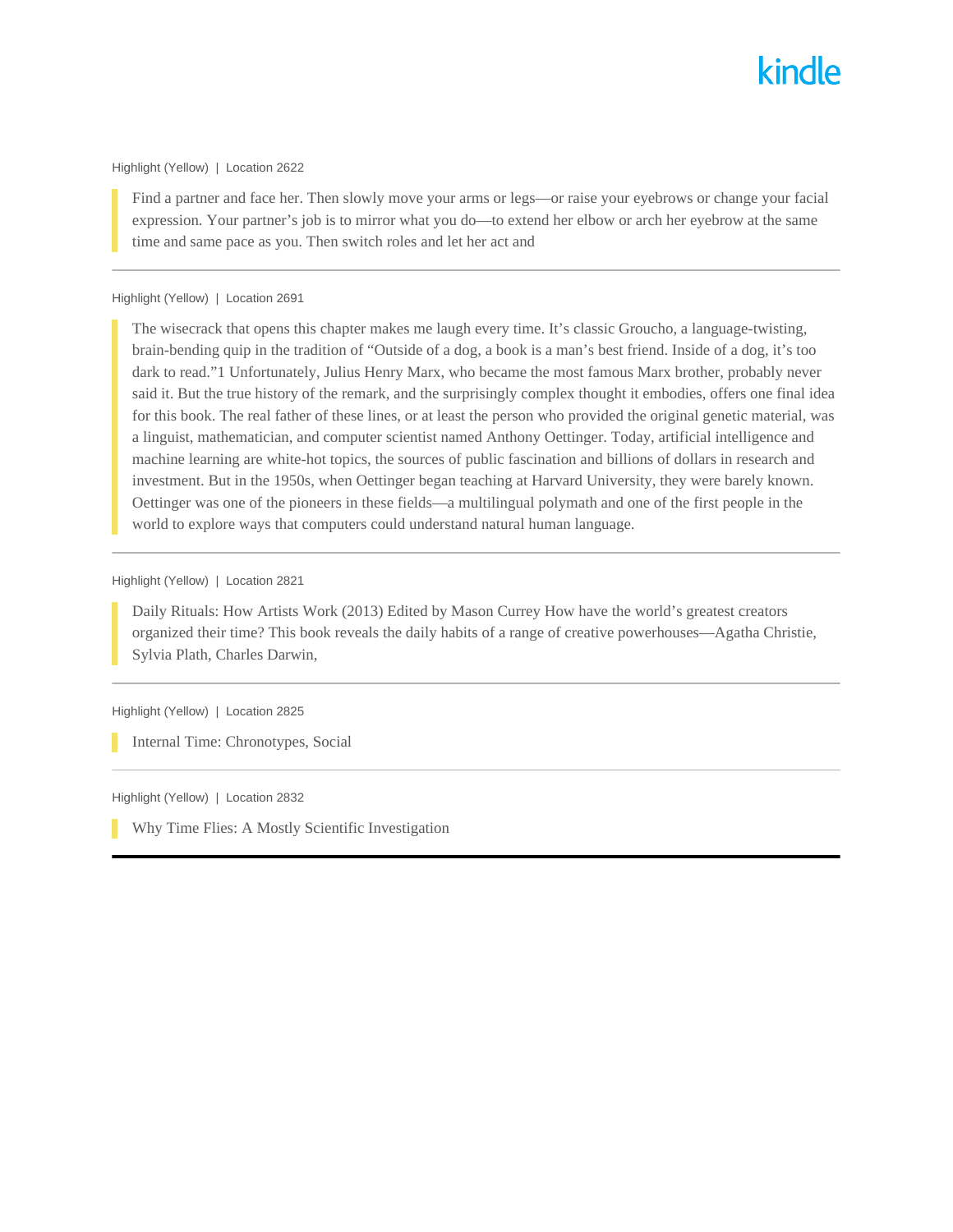Highlight (Yellow) | Location 2622

> Find a partner and face her. Then slowly move your arms or legs—or raise your eyebrows or change your facial expression. Your partner's job is to mirror what you do—to extend her elbow or arch her eyebrow at the same time and same pace as you. Then switch roles and let her act and

---

Highlight (Yellow) | Location 2691

> The wisecrack that opens this chapter makes me laugh every time. It's classic Groucho, a language-twisting, brain-bending quip in the tradition of "Outside of a dog, a book is a man's best friend. Inside of a dog, it's too dark to read."1 Unfortunately, Julius Henry Marx, who became the most famous Marx brother, probably never said it. But the true history of the remark, and the surprisingly complex thought it embodies, offers one final idea for this book. The real father of these lines, or at least the person who provided the original genetic material, was a linguist, mathematician, and computer scientist named Anthony Oettinger. Today, artificial intelligence and machine learning are white-hot topics, the sources of public fascination and billions of dollars in research and investment. But in the 1950s, when Oettinger began teaching at Harvard University, they were barely known. Oettinger was one of the pioneers in these fields—a multilingual polymath and one of the first people in the world to explore ways that computers could understand natural human language.

---

Highlight (Yellow) | Location 2821

> Daily Rituals: How Artists Work (2013) Edited by Mason Currey How have the world's greatest creators organized their time? This book reveals the daily habits of a range of creative powerhouses—Agatha Christie, Sylvia Plath, Charles Darwin,

---

Highlight (Yellow) | Location 2825

> Internal Time: Chronotypes, Social

---

Highlight (Yellow) | Location 2832

> Why Time Flies: A Mostly Scientific Investigation